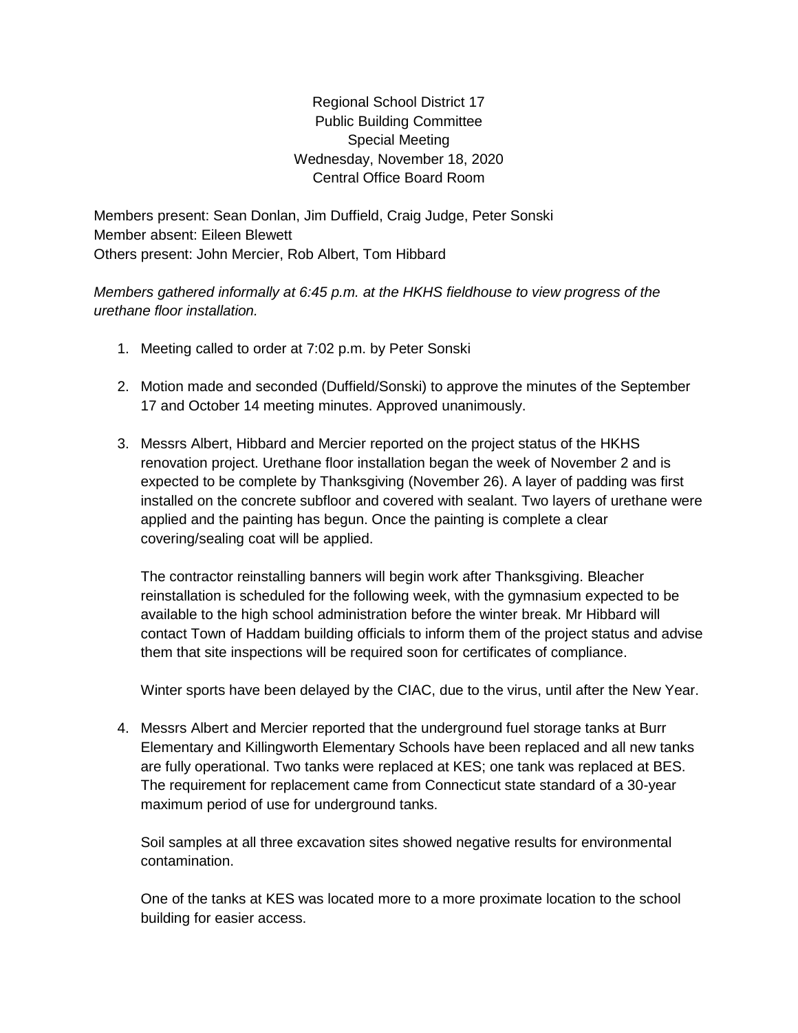Regional School District 17
Public Building Committee
Special Meeting
Wednesday, November 18, 2020
Central Office Board Room

Members present: Sean Donlan, Jim Duffield, Craig Judge, Peter Sonski
Member absent: Eileen Blewett
Others present: John Mercier, Rob Albert, Tom Hibbard

*Members gathered informally at 6:45 p.m. at the HKHS fieldhouse to view progress of the urethane floor installation.*

1. Meeting called to order at 7:02 p.m. by Peter Sonski

2. Motion made and seconded (Duffield/Sonski) to approve the minutes of the September 17 and October 14 meeting minutes. Approved unanimously.

3. Messrs Albert, Hibbard and Mercier reported on the project status of the HKHS renovation project. Urethane floor installation began the week of November 2 and is expected to be complete by Thanksgiving (November 26). A layer of padding was first installed on the concrete subfloor and covered with sealant. Two layers of urethane were applied and the painting has begun. Once the painting is complete a clear covering/sealing coat will be applied.

   The contractor reinstalling banners will begin work after Thanksgiving. Bleacher reinstallation is scheduled for the following week, with the gymnasium expected to be available to the high school administration before the winter break. Mr Hibbard will contact Town of Haddam building officials to inform them of the project status and advise them that site inspections will be required soon for certificates of compliance.

   Winter sports have been delayed by the CIAC, due to the virus, until after the New Year.

4. Messrs Albert and Mercier reported that the underground fuel storage tanks at Burr Elementary and Killingworth Elementary Schools have been replaced and all new tanks are fully operational. Two tanks were replaced at KES; one tank was replaced at BES. The requirement for replacement came from Connecticut state standard of a 30-year maximum period of use for underground tanks.

   Soil samples at all three excavation sites showed negative results for environmental contamination.

   One of the tanks at KES was located more to a more proximate location to the school building for easier access.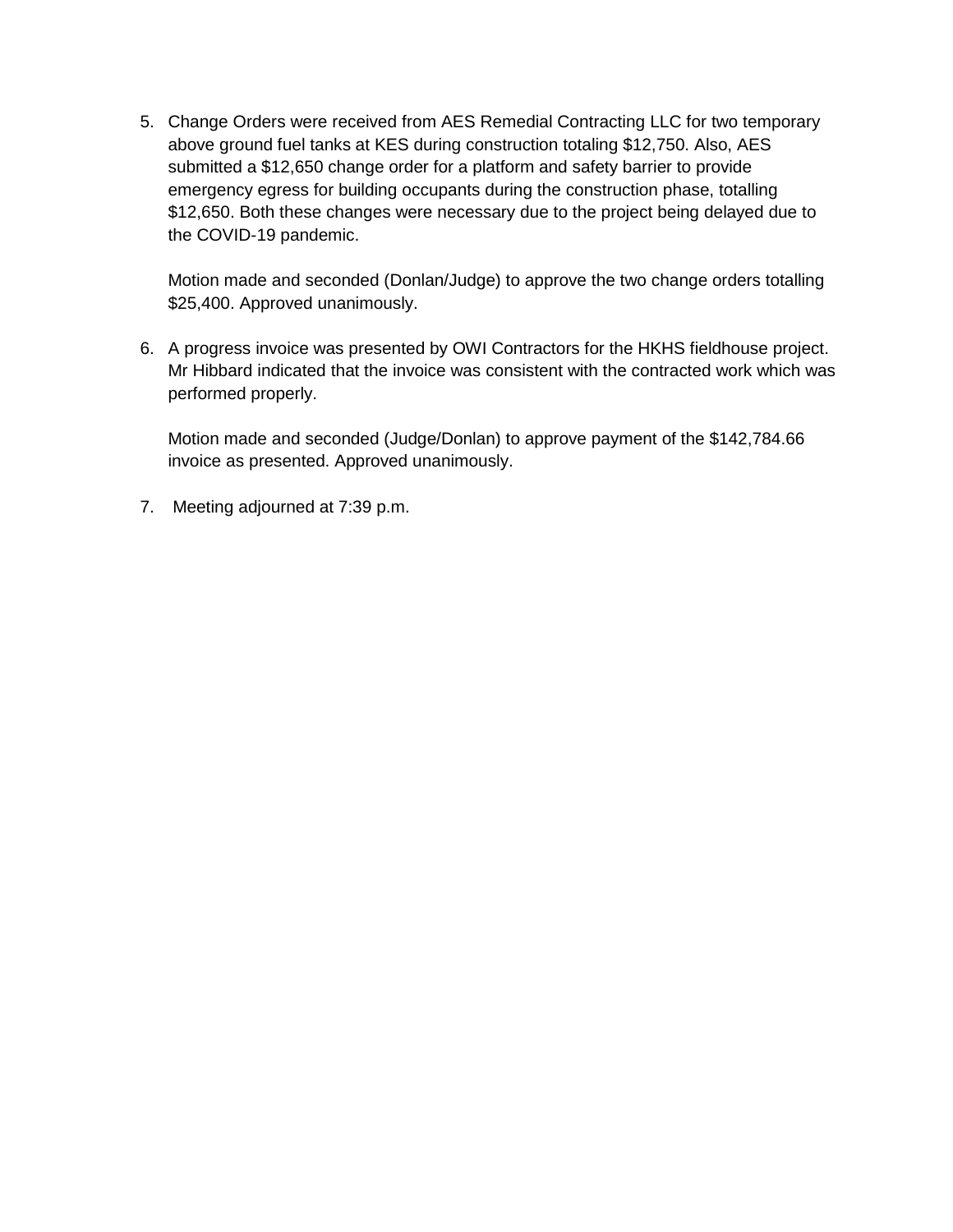5. Change Orders were received from AES Remedial Contracting LLC for two temporary above ground fuel tanks at KES during construction totaling $12,750. Also, AES submitted a $12,650 change order for a platform and safety barrier to provide emergency egress for building occupants during the construction phase, totalling $12,650. Both these changes were necessary due to the project being delayed due to the COVID-19 pandemic.

   Motion made and seconded (Donlan/Judge) to approve the two change orders totalling $25,400. Approved unanimously.

6. A progress invoice was presented by OWI Contractors for the HKHS fieldhouse project. Mr Hibbard indicated that the invoice was consistent with the contracted work which was performed properly.

   Motion made and seconded (Judge/Donlan) to approve payment of the $142,784.66 invoice as presented. Approved unanimously.

7. Meeting adjourned at 7:39 p.m.